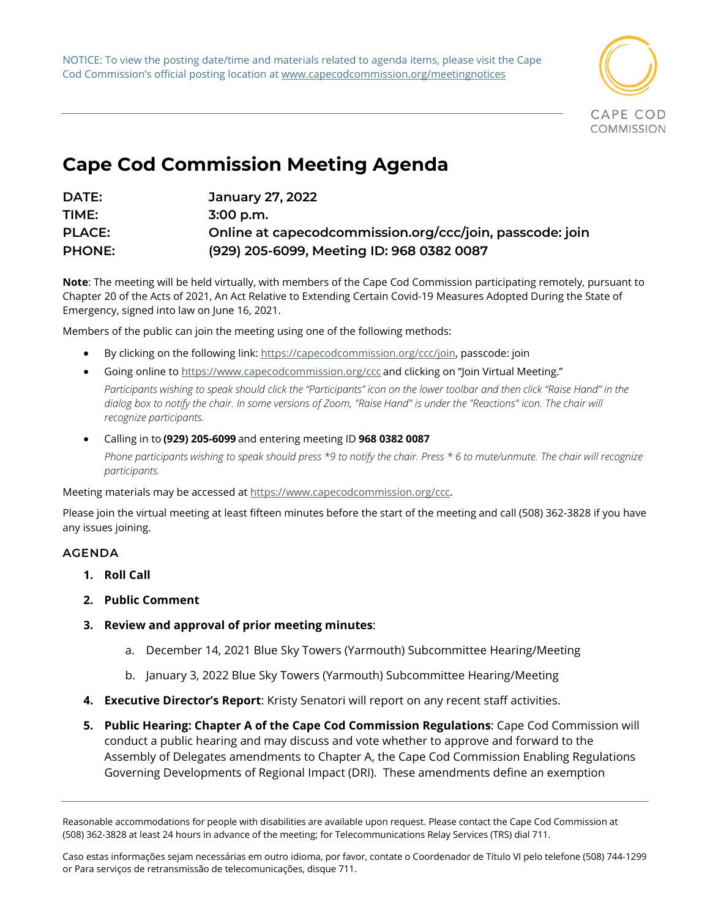NOTICE: To view the posting date/time and materials related to agenda items, please visit the Cape Cod Commission's official posting location at www.capecodcommission.org/meetingnotices

CAPE COD COMMISSION

# Cape Cod Commission Meeting Agenda

**DATE:** January 27, 2022
**TIME:** 3:00 p.m.
**PLACE:** Online at capecodcommission.org/ccc/join, passcode: join
**PHONE:** (929) 205-6099, Meeting ID: 968 0382 0087

**Note**: The meeting will be held virtually, with members of the Cape Cod Commission participating remotely, pursuant to Chapter 20 of the Acts of 2021, An Act Relative to Extending Certain Covid-19 Measures Adopted During the State of Emergency, signed into law on June 16, 2021.

Members of the public can join the meeting using one of the following methods:

- By clicking on the following link: https://capecodcommission.org/ccc/join, passcode: join
- Going online to https://www.capecodcommission.org/ccc and clicking on "Join Virtual Meeting."

  *Participants wishing to speak should click the "Participants" icon on the lower toolbar and then click "Raise Hand" in the dialog box to notify the chair. In some versions of Zoom, "Raise Hand" is under the "Reactions" icon. The chair will recognize participants.*
- Calling in to **(929) 205-6099** and entering meeting ID **968 0382 0087**

  *Phone participants wishing to speak should press *9 to notify the chair. Press * 6 to mute/unmute. The chair will recognize participants.*

Meeting materials may be accessed at https://www.capecodcommission.org/ccc.

Please join the virtual meeting at least fifteen minutes before the start of the meeting and call (508) 362-3828 if you have any issues joining.

## AGENDA

1. **Roll Call**
2. **Public Comment**
3. **Review and approval of prior meeting minutes**:
   a. December 14, 2021 Blue Sky Towers (Yarmouth) Subcommittee Hearing/Meeting
   b. January 3, 2022 Blue Sky Towers (Yarmouth) Subcommittee Hearing/Meeting
4. **Executive Director's Report**: Kristy Senatori will report on any recent staff activities.
5. **Public Hearing: Chapter A of the Cape Cod Commission Regulations**: Cape Cod Commission will conduct a public hearing and may discuss and vote whether to approve and forward to the Assembly of Delegates amendments to Chapter A, the Cape Cod Commission Enabling Regulations Governing Developments of Regional Impact (DRI). These amendments define an exemption

Reasonable accommodations for people with disabilities are available upon request. Please contact the Cape Cod Commission at (508) 362-3828 at least 24 hours in advance of the meeting; for Telecommunications Relay Services (TRS) dial 711.

Caso estas informações sejam necessárias em outro idioma, por favor, contate o Coordenador de Título VI pelo telefone (508) 744-1299 or Para serviços de retransmissão de telecomunicações, disque 711.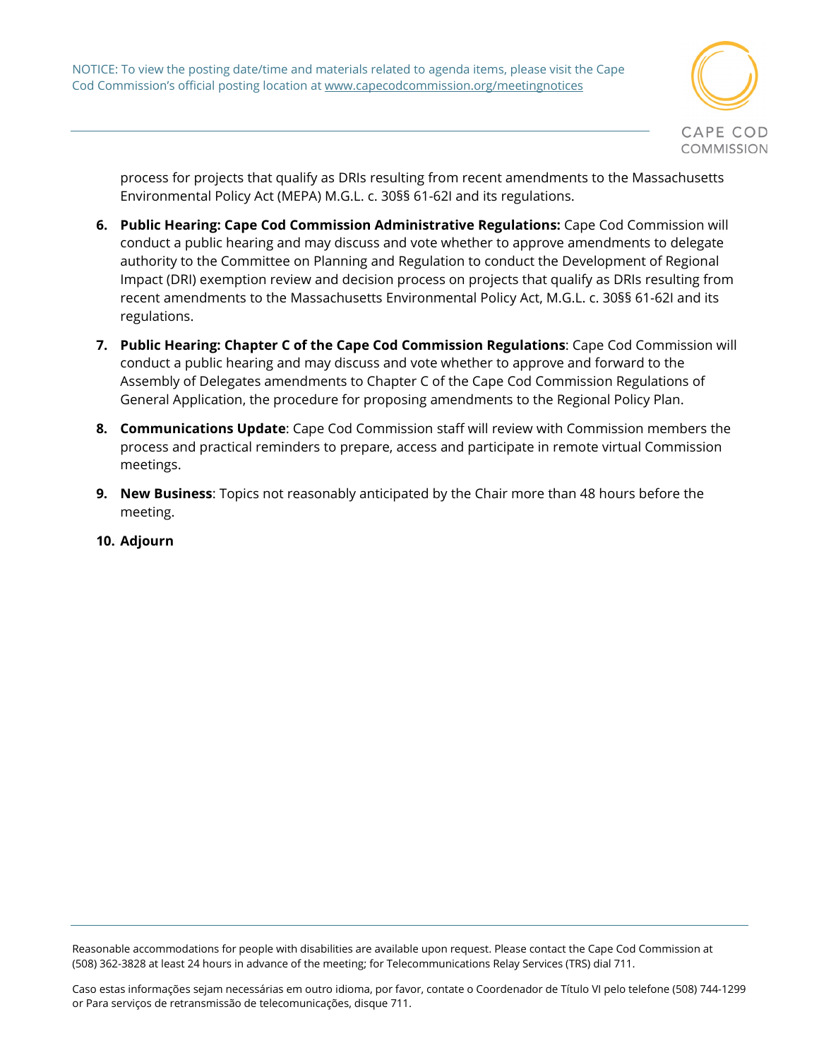NOTICE: To view the posting date/time and materials related to agenda items, please visit the Cape Cod Commission's official posting location at www.capecodcommission.org/meetingnotices

process for projects that qualify as DRIs resulting from recent amendments to the Massachusetts Environmental Policy Act (MEPA) M.G.L. c. 30§§ 61-62I and its regulations.

6. **Public Hearing: Cape Cod Commission Administrative Regulations:** Cape Cod Commission will conduct a public hearing and may discuss and vote whether to approve amendments to delegate authority to the Committee on Planning and Regulation to conduct the Development of Regional Impact (DRI) exemption review and decision process on projects that qualify as DRIs resulting from recent amendments to the Massachusetts Environmental Policy Act, M.G.L. c. 30§§ 61-62I and its regulations.

7. **Public Hearing: Chapter C of the Cape Cod Commission Regulations**: Cape Cod Commission will conduct a public hearing and may discuss and vote whether to approve and forward to the Assembly of Delegates amendments to Chapter C of the Cape Cod Commission Regulations of General Application, the procedure for proposing amendments to the Regional Policy Plan.

8. **Communications Update**: Cape Cod Commission staff will review with Commission members the process and practical reminders to prepare, access and participate in remote virtual Commission meetings.

9. **New Business**: Topics not reasonably anticipated by the Chair more than 48 hours before the meeting.

10. **Adjourn**

Reasonable accommodations for people with disabilities are available upon request. Please contact the Cape Cod Commission at (508) 362-3828 at least 24 hours in advance of the meeting; for Telecommunications Relay Services (TRS) dial 711.

Caso estas informações sejam necessárias em outro idioma, por favor, contate o Coordenador de Título VI pelo telefone (508) 744-1299 or Para serviços de retransmissão de telecomunicações, disque 711.